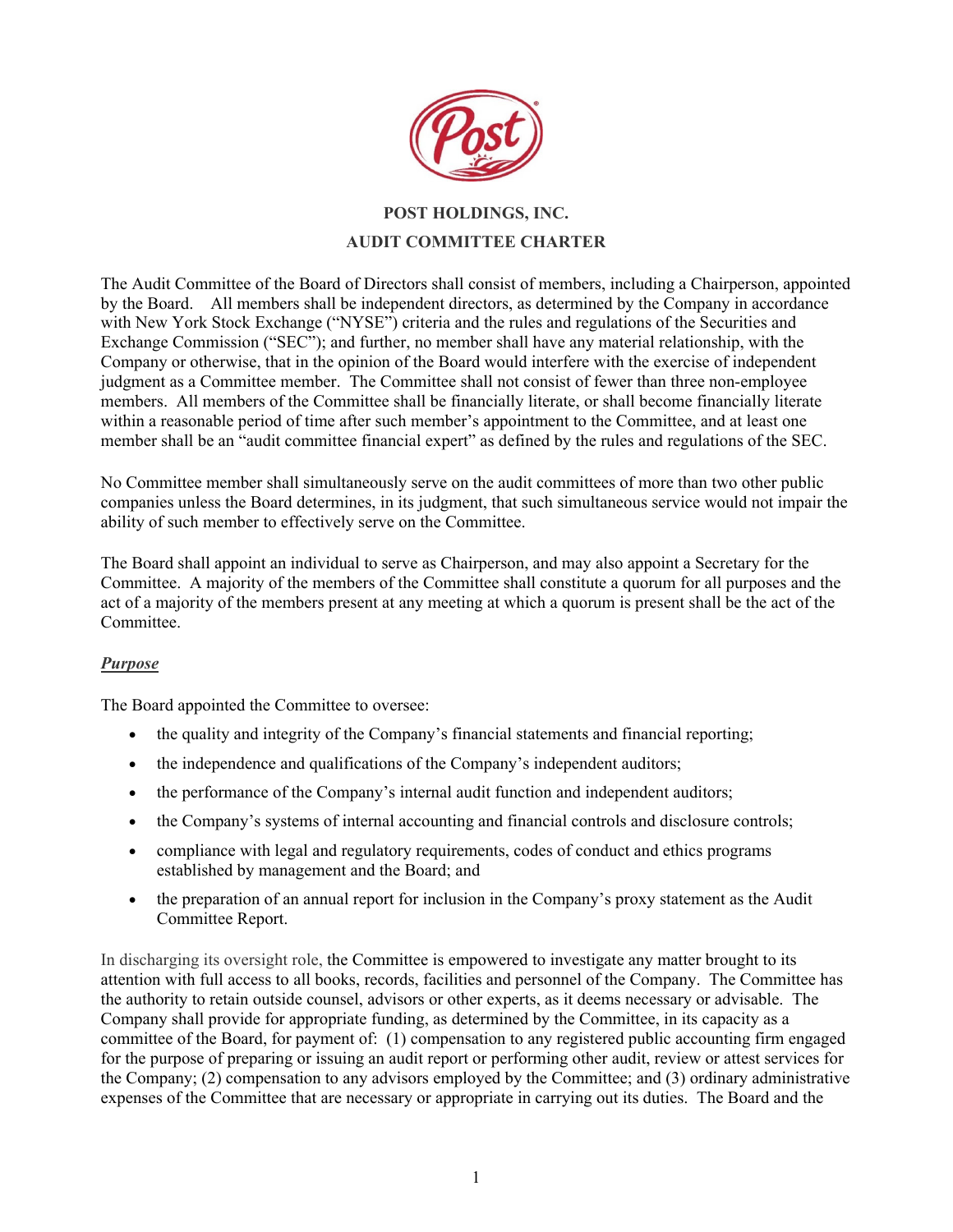# POST HOLDINGS, INC.

## AUDIT COMMITTEE CHARTER

The Audit Committee of the Board of Directors shall consist of members, including a Chairperson, appointed by the Board. All members shall be independent directors, as determined by the Company in accordance with New York Stock Exchange ("NYSE") criteria and the rules and regulations of the Securities and Exchange Commission ("SEC"); and further, no member shall have any material relationship, with the Company or otherwise, that in the opinion of the Board would interfere with the exercise of independent judgment as a Committee member. The Committee shall not consist of fewer than three non-employee members. All members of the Committee shall be financially literate, or shall become financially literate within a reasonable period of time after such member's appointment to the Committee, and at least one member shall be an "audit committee financial expert" as defined by the rules and regulations of the SEC.

No Committee member shall simultaneously serve on the audit committees of more than two other public companies unless the Board determines, in its judgment, that such simultaneous service would not impair the ability of such member to effectively serve on the Committee.

The Board shall appoint an individual to serve as Chairperson, and may also appoint a Secretary for the Committee. A majority of the members of the Committee shall constitute a quorum for all purposes and the act of a majority of the members present at any meeting at which a quorum is present shall be the act of the Committee.

***Purpose***

The Board appointed the Committee to oversee:

- the quality and integrity of the Company's financial statements and financial reporting;
- the independence and qualifications of the Company's independent auditors;
- the performance of the Company's internal audit function and independent auditors;
- the Company's systems of internal accounting and financial controls and disclosure controls;
- compliance with legal and regulatory requirements, codes of conduct and ethics programs established by management and the Board; and
- the preparation of an annual report for inclusion in the Company's proxy statement as the Audit Committee Report.

In discharging its oversight role, the Committee is empowered to investigate any matter brought to its attention with full access to all books, records, facilities and personnel of the Company. The Committee has the authority to retain outside counsel, advisors or other experts, as it deems necessary or advisable. The Company shall provide for appropriate funding, as determined by the Committee, in its capacity as a committee of the Board, for payment of: (1) compensation to any registered public accounting firm engaged for the purpose of preparing or issuing an audit report or performing other audit, review or attest services for the Company; (2) compensation to any advisors employed by the Committee; and (3) ordinary administrative expenses of the Committee that are necessary or appropriate in carrying out its duties. The Board and the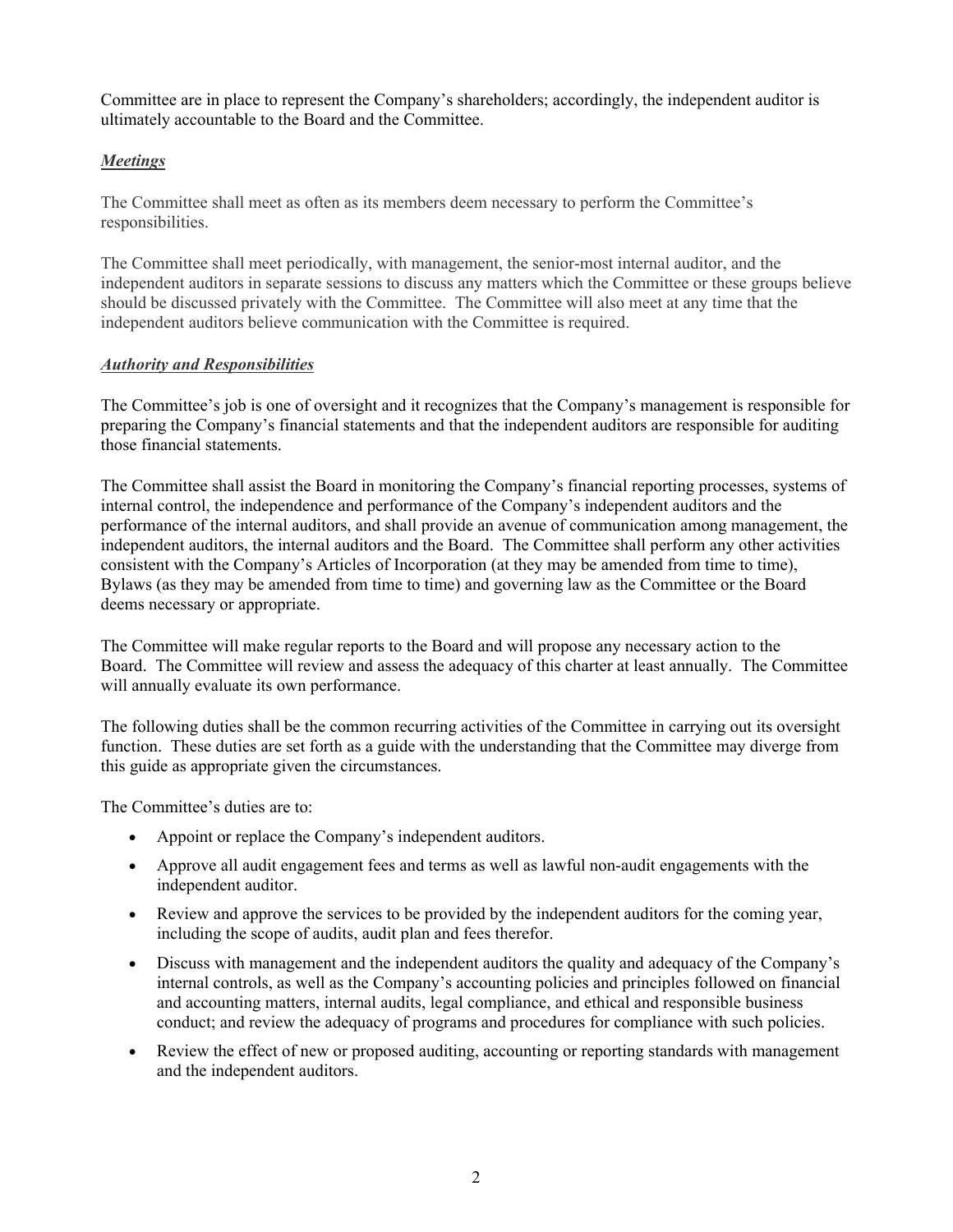Committee are in place to represent the Company's shareholders; accordingly, the independent auditor is ultimately accountable to the Board and the Committee.

***Meetings***

The Committee shall meet as often as its members deem necessary to perform the Committee's responsibilities.

The Committee shall meet periodically, with management, the senior-most internal auditor, and the independent auditors in separate sessions to discuss any matters which the Committee or these groups believe should be discussed privately with the Committee. The Committee will also meet at any time that the independent auditors believe communication with the Committee is required.

***Authority and Responsibilities***

The Committee's job is one of oversight and it recognizes that the Company's management is responsible for preparing the Company's financial statements and that the independent auditors are responsible for auditing those financial statements.

The Committee shall assist the Board in monitoring the Company's financial reporting processes, systems of internal control, the independence and performance of the Company's independent auditors and the performance of the internal auditors, and shall provide an avenue of communication among management, the independent auditors, the internal auditors and the Board. The Committee shall perform any other activities consistent with the Company's Articles of Incorporation (at they may be amended from time to time), Bylaws (as they may be amended from time to time) and governing law as the Committee or the Board deems necessary or appropriate.

The Committee will make regular reports to the Board and will propose any necessary action to the Board. The Committee will review and assess the adequacy of this charter at least annually. The Committee will annually evaluate its own performance.

The following duties shall be the common recurring activities of the Committee in carrying out its oversight function. These duties are set forth as a guide with the understanding that the Committee may diverge from this guide as appropriate given the circumstances.

The Committee's duties are to:

- Appoint or replace the Company's independent auditors.
- Approve all audit engagement fees and terms as well as lawful non-audit engagements with the independent auditor.
- Review and approve the services to be provided by the independent auditors for the coming year, including the scope of audits, audit plan and fees therefor.
- Discuss with management and the independent auditors the quality and adequacy of the Company's internal controls, as well as the Company's accounting policies and principles followed on financial and accounting matters, internal audits, legal compliance, and ethical and responsible business conduct; and review the adequacy of programs and procedures for compliance with such policies.
- Review the effect of new or proposed auditing, accounting or reporting standards with management and the independent auditors.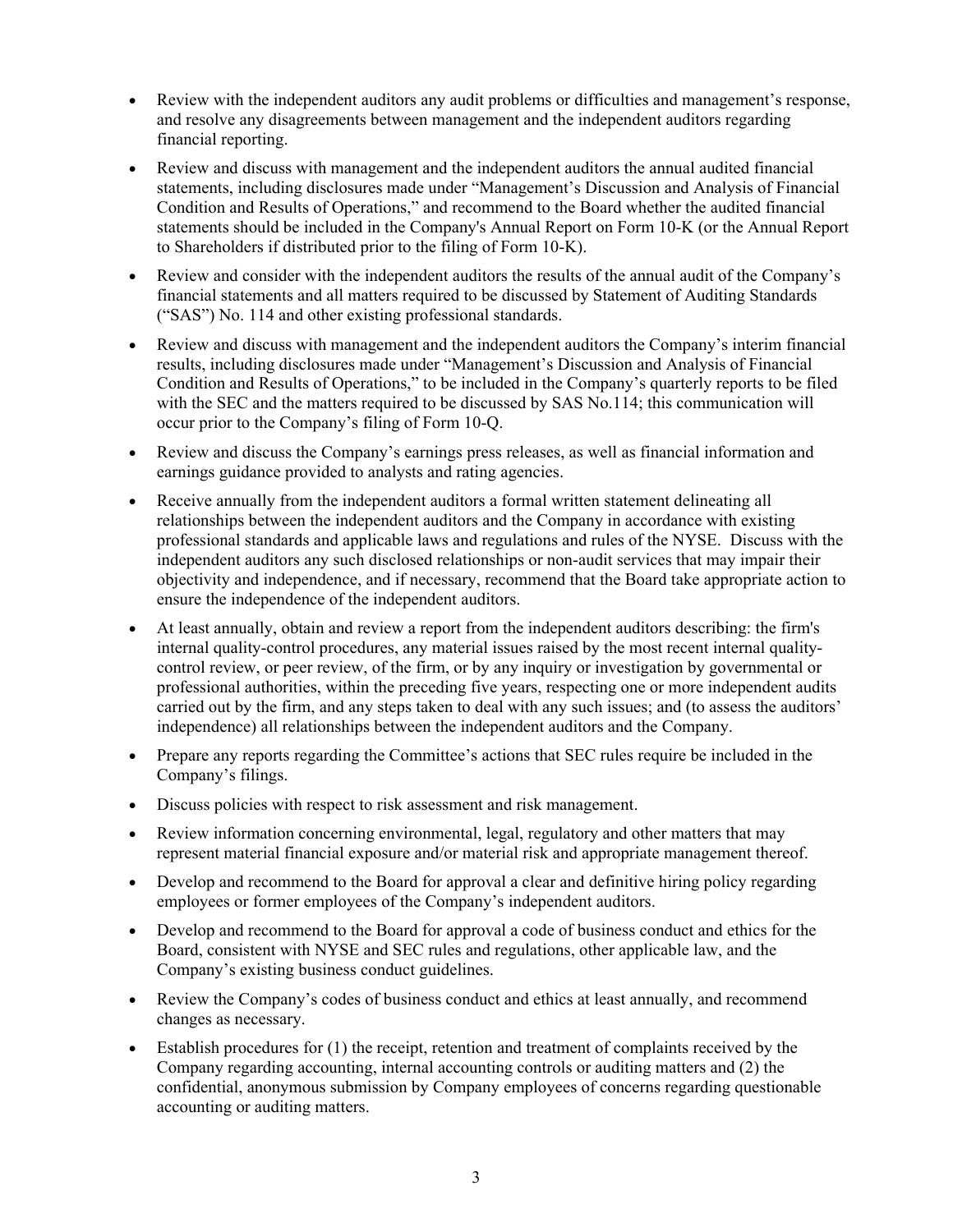- Review with the independent auditors any audit problems or difficulties and management's response, and resolve any disagreements between management and the independent auditors regarding financial reporting.
- Review and discuss with management and the independent auditors the annual audited financial statements, including disclosures made under "Management's Discussion and Analysis of Financial Condition and Results of Operations," and recommend to the Board whether the audited financial statements should be included in the Company's Annual Report on Form 10-K (or the Annual Report to Shareholders if distributed prior to the filing of Form 10-K).
- Review and consider with the independent auditors the results of the annual audit of the Company's financial statements and all matters required to be discussed by Statement of Auditing Standards ("SAS") No. 114 and other existing professional standards.
- Review and discuss with management and the independent auditors the Company's interim financial results, including disclosures made under "Management's Discussion and Analysis of Financial Condition and Results of Operations," to be included in the Company's quarterly reports to be filed with the SEC and the matters required to be discussed by SAS No.114; this communication will occur prior to the Company's filing of Form 10-Q.
- Review and discuss the Company's earnings press releases, as well as financial information and earnings guidance provided to analysts and rating agencies.
- Receive annually from the independent auditors a formal written statement delineating all relationships between the independent auditors and the Company in accordance with existing professional standards and applicable laws and regulations and rules of the NYSE. Discuss with the independent auditors any such disclosed relationships or non-audit services that may impair their objectivity and independence, and if necessary, recommend that the Board take appropriate action to ensure the independence of the independent auditors.
- At least annually, obtain and review a report from the independent auditors describing: the firm's internal quality-control procedures, any material issues raised by the most recent internal quality-control review, or peer review, of the firm, or by any inquiry or investigation by governmental or professional authorities, within the preceding five years, respecting one or more independent audits carried out by the firm, and any steps taken to deal with any such issues; and (to assess the auditors' independence) all relationships between the independent auditors and the Company.
- Prepare any reports regarding the Committee's actions that SEC rules require be included in the Company's filings.
- Discuss policies with respect to risk assessment and risk management.
- Review information concerning environmental, legal, regulatory and other matters that may represent material financial exposure and/or material risk and appropriate management thereof.
- Develop and recommend to the Board for approval a clear and definitive hiring policy regarding employees or former employees of the Company's independent auditors.
- Develop and recommend to the Board for approval a code of business conduct and ethics for the Board, consistent with NYSE and SEC rules and regulations, other applicable law, and the Company's existing business conduct guidelines.
- Review the Company's codes of business conduct and ethics at least annually, and recommend changes as necessary.
- Establish procedures for (1) the receipt, retention and treatment of complaints received by the Company regarding accounting, internal accounting controls or auditing matters and (2) the confidential, anonymous submission by Company employees of concerns regarding questionable accounting or auditing matters.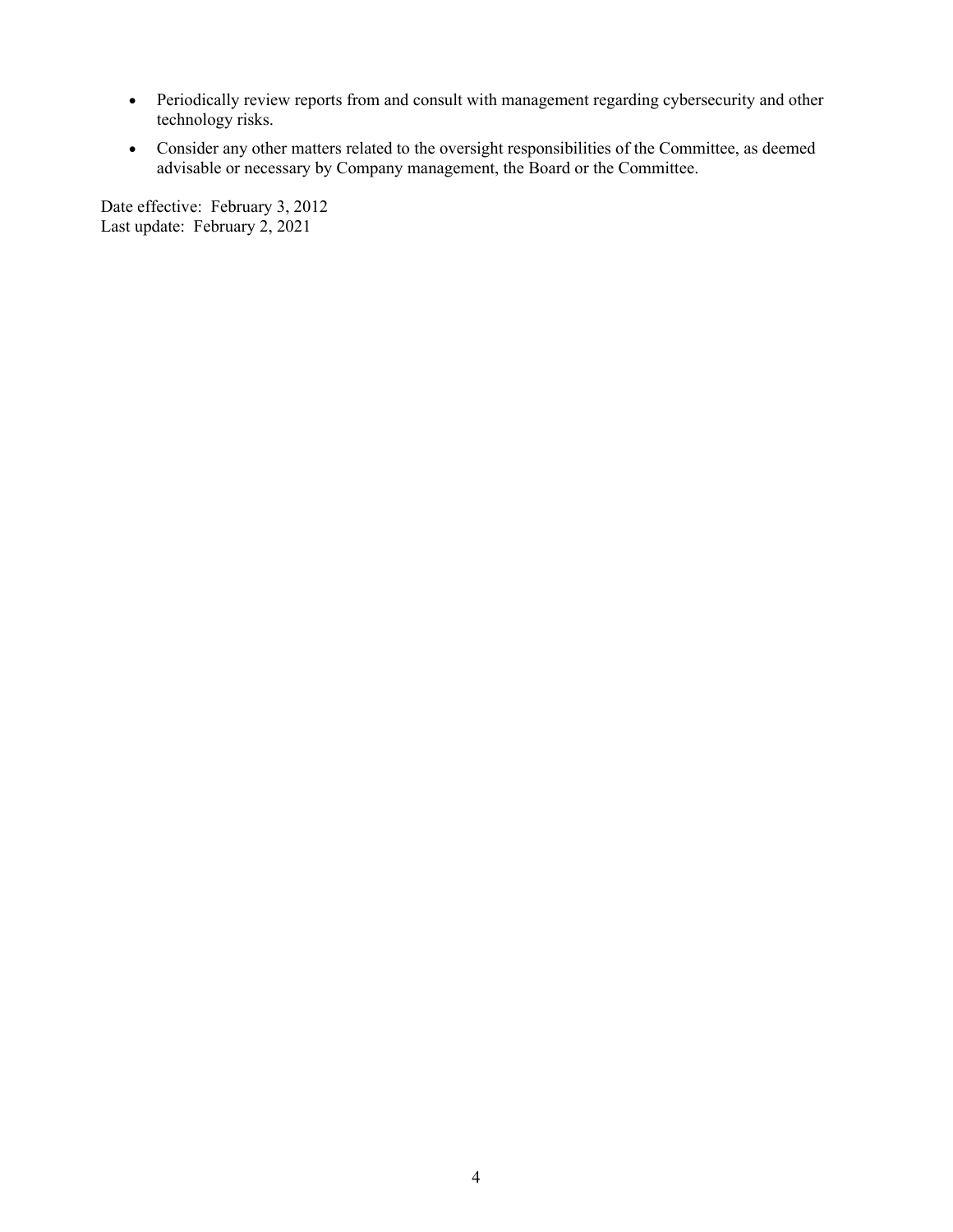- Periodically review reports from and consult with management regarding cybersecurity and other technology risks.
- Consider any other matters related to the oversight responsibilities of the Committee, as deemed advisable or necessary by Company management, the Board or the Committee.

Date effective: February 3, 2012
Last update: February 2, 2021